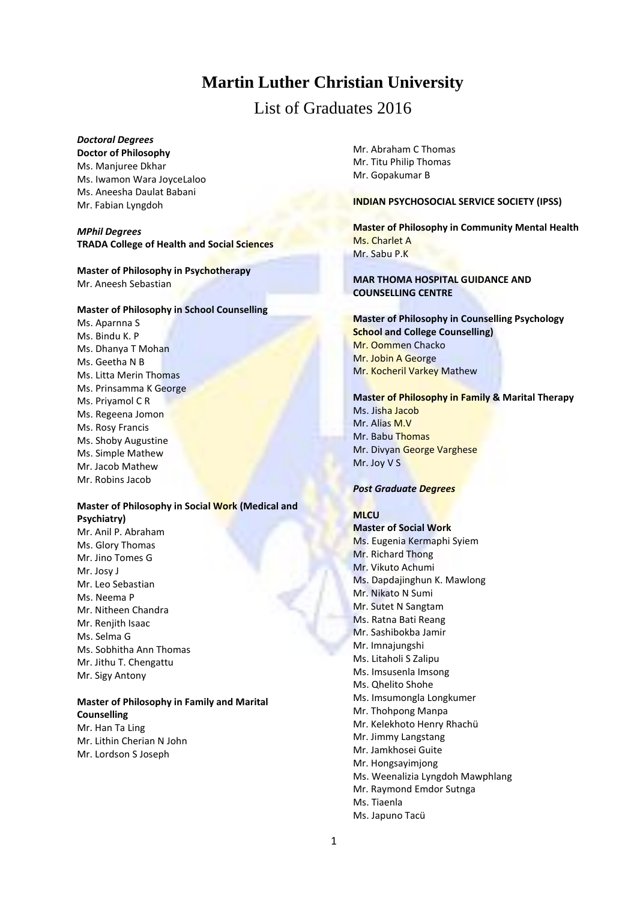# Martin Luther Christian University

## List of Graduates 2016

***Doctoral Degrees***

**Doctor of Philosophy**

Ms. Manjuree Dkhar
Ms. Iwamon Wara JoyceLaloo
Ms. Aneesha Daulat Babani
Mr. Fabian Lyngdoh

***MPhil Degrees***

**TRADA College of Health and Social Sciences**

**Master of Philosophy in Psychotherapy**

Mr. Aneesh Sebastian

**Master of Philosophy in School Counselling**

Ms. Aparnna S
Ms. Bindu K. P
Ms. Dhanya T Mohan
Ms. Geetha N B
Ms. Litta Merin Thomas
Ms. Prinsamma K George
Ms. Priyamol C R
Ms. Regeena Jomon
Ms. Rosy Francis
Ms. Shoby Augustine
Ms. Simple Mathew
Mr. Jacob Mathew
Mr. Robins Jacob

**Master of Philosophy in Social Work (Medical and Psychiatry)**

Mr. Anil P. Abraham
Ms. Glory Thomas
Mr. Jino Tomes G
Mr. Josy J
Mr. Leo Sebastian
Ms. Neema P
Mr. Nitheen Chandra
Mr. Renjith Isaac
Ms. Selma G
Ms. Sobhitha Ann Thomas
Mr. Jithu T. Chengattu
Mr. Sigy Antony

**Master of Philosophy in Family and Marital Counselling**

Mr. Han Ta Ling
Mr. Lithin Cherian N John
Mr. Lordson S Joseph
Mr. Abraham C Thomas
Mr. Titu Philip Thomas
Mr. Gopakumar B

**INDIAN PSYCHOSOCIAL SERVICE SOCIETY (IPSS)**

**Master of Philosophy in Community Mental Health**

Ms. Charlet A
Mr. Sabu P.K

**MAR THOMA HOSPITAL GUIDANCE AND COUNSELLING CENTRE**

**Master of Philosophy in Counselling Psychology School and College Counselling)**

Mr. Oommen Chacko
Mr. Jobin A George
Mr. Kocheril Varkey Mathew

**Master of Philosophy in Family & Marital Therapy**

Ms. Jisha Jacob
Mr. Alias M.V
Mr. Babu Thomas
Mr. Divyan George Varghese
Mr. Joy V S

***Post Graduate Degrees***

**MLCU**

**Master of Social Work**

Ms. Eugenia Kermaphi Syiem
Mr. Richard Thong
Mr. Vikuto Achumi
Ms. Dapdajinghun K. Mawlong
Mr. Nikato N Sumi
Mr. Sutet N Sangtam
Ms. Ratna Bati Reang
Mr. Sashibokba Jamir
Mr. Imnajungshi
Ms. Litaholi S Zalipu
Ms. Imsusenla Imsong
Ms. Qhelito Shohe
Ms. Imsumongla Longkumer
Mr. Thohpong Manpa
Mr. Kelekhoto Henry Rhachü
Mr. Jimmy Langstang
Mr. Jamkhosei Guite
Mr. Hongsayimjong
Ms. Weenalizia Lyngdoh Mawphlang
Mr. Raymond Emdor Sutnga
Ms. Tiaenla
Ms. Japuno Tacü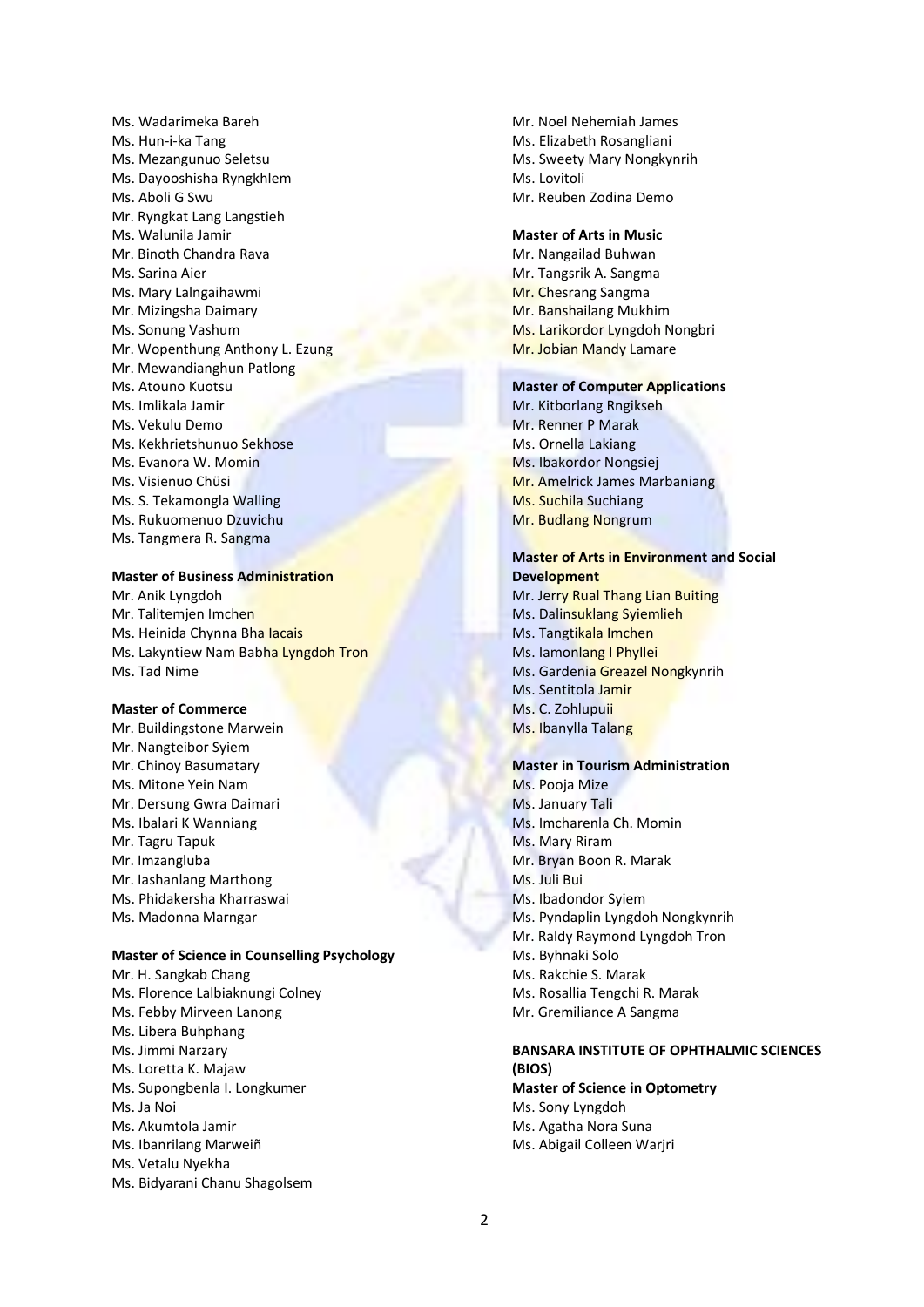Ms. Wadarimeka Bareh
Ms. Hun-i-ka Tang
Ms. Mezangunuo Seletsu
Ms. Dayooshisha Ryngkhlem
Ms. Aboli G Swu
Mr. Ryngkat Lang Langstieh
Ms. Walunila Jamir
Mr. Binoth Chandra Rava
Ms. Sarina Aier
Ms. Mary Lalngaihawmi
Mr. Mizingsha Daimary
Ms. Sonung Vashum
Mr. Wopenthung Anthony L. Ezung
Mr. Mewandianghun Patlong
Ms. Atouno Kuotsu
Ms. Imlikala Jamir
Ms. Vekulu Demo
Ms. Kekhrietshunuo Sekhose
Ms. Evanora W. Momin
Ms. Visienuo Chüsi
Ms. S. Tekamongla Walling
Ms. Rukuomenuo Dzuvichu
Ms. Tangmera R. Sangma

**Master of Business Administration**

Mr. Anik Lyngdoh
Mr. Talitemjen Imchen
Ms. Heinida Chynna Bha Iacais
Ms. Lakyntiew Nam Babha Lyngdoh Tron
Ms. Tad Nime

**Master of Commerce**

Mr. Buildingstone Marwein
Mr. Nangteibor Syiem
Mr. Chinoy Basumatary
Ms. Mitone Yein Nam
Mr. Dersung Gwra Daimari
Ms. Ibalari K Wanniang
Mr. Tagru Tapuk
Mr. Imzangluba
Mr. Iashanlang Marthong
Ms. Phidakersha Kharraswai
Ms. Madonna Marngar

**Master of Science in Counselling Psychology**

Mr. H. Sangkab Chang
Ms. Florence Lalbiaknungi Colney
Ms. Febby Mirveen Lanong
Ms. Libera Buhphang
Ms. Jimmi Narzary
Ms. Loretta K. Majaw
Ms. Supongbenla I. Longkumer
Ms. Ja Noi
Ms. Akumtola Jamir
Ms. Ibanrilang Marweiñ
Ms. Vetalu Nyekha
Ms. Bidyarani Chanu Shagolsem
Mr. Noel Nehemiah James
Ms. Elizabeth Rosangliani
Ms. Sweety Mary Nongkynrih
Ms. Lovitoli
Mr. Reuben Zodina Demo

**Master of Arts in Music**

Mr. Nangailad Buhwan
Mr. Tangsrik A. Sangma
Mr. Chesrang Sangma
Mr. Banshailang Mukhim
Ms. Larikordor Lyngdoh Nongbri
Mr. Jobian Mandy Lamare

**Master of Computer Applications**

Mr. Kitborlang Rngikseh
Mr. Renner P Marak
Ms. Ornella Lakiang
Ms. Ibakordor Nongsiej
Mr. Amelrick James Marbaniang
Ms. Suchila Suchiang
Mr. Budlang Nongrum

**Master of Arts in Environment and Social Development**

Mr. Jerry Rual Thang Lian Buiting
Ms. Dalinsuklang Syiemlieh
Ms. Tangtikala Imchen
Ms. Iamonlang I Phyllei
Ms. Gardenia Greazel Nongkynrih
Ms. Sentitola Jamir
Ms. C. Zohlupuii
Ms. Ibanylla Talang

**Master in Tourism Administration**

Ms. Pooja Mize
Ms. January Tali
Ms. Imcharenla Ch. Momin
Ms. Mary Riram
Mr. Bryan Boon R. Marak
Ms. Juli Bui
Ms. Ibadondor Syiem
Ms. Pyndaplin Lyngdoh Nongkynrih
Mr. Raldy Raymond Lyngdoh Tron
Ms. Byhnaki Solo
Ms. Rakchie S. Marak
Ms. Rosallia Tengchi R. Marak
Mr. Gremiliance A Sangma

**BANSARA INSTITUTE OF OPHTHALMIC SCIENCES (BIOS)**

**Master of Science in Optometry**

Ms. Sony Lyngdoh
Ms. Agatha Nora Suna
Ms. Abigail Colleen Warjri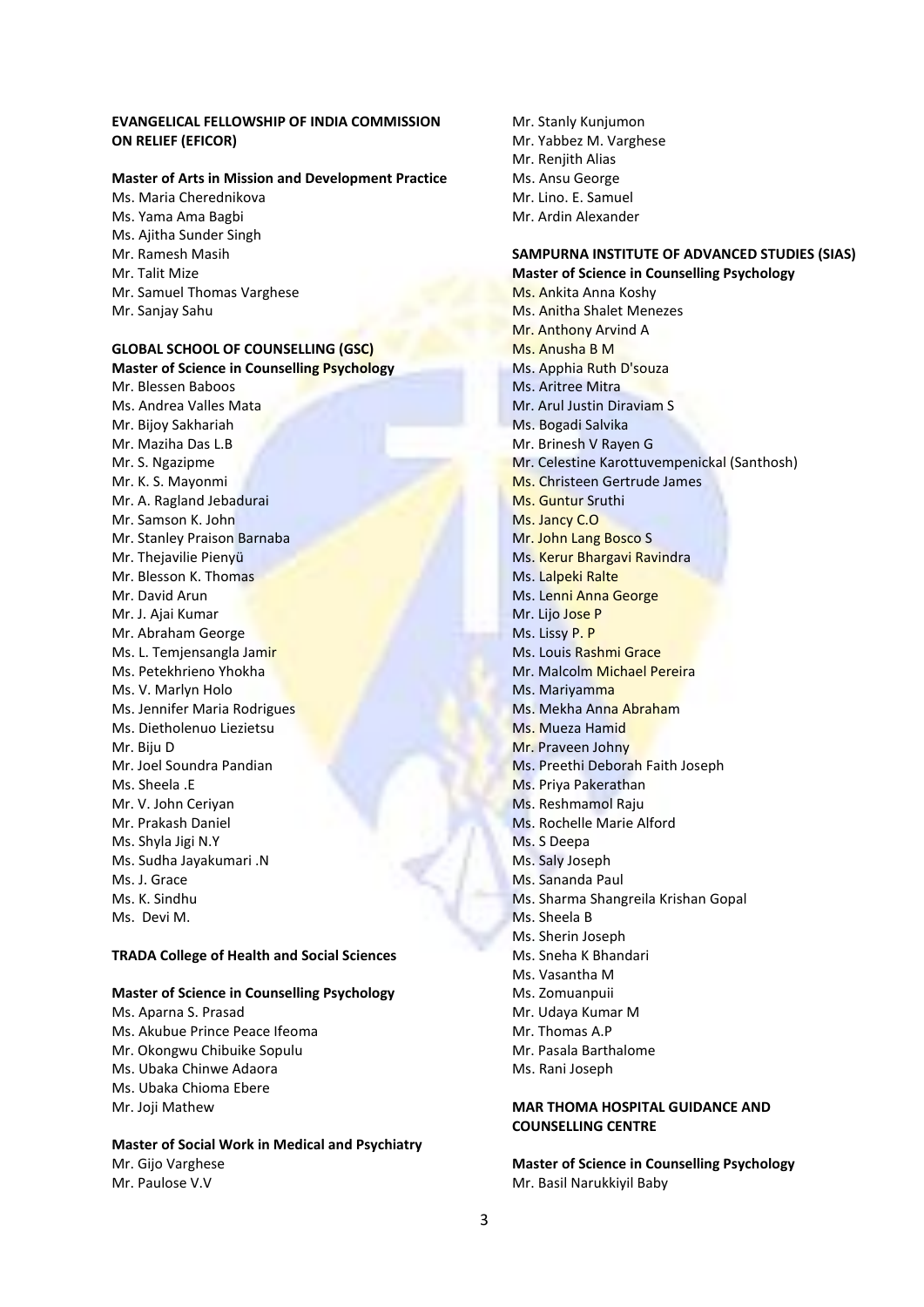**EVANGELICAL FELLOWSHIP OF INDIA COMMISSION ON RELIEF (EFICOR)**

**Master of Arts in Mission and Development Practice**

Ms. Maria Cherednikova
Ms. Yama Ama Bagbi
Ms. Ajitha Sunder Singh
Mr. Ramesh Masih
Mr. Talit Mize
Mr. Samuel Thomas Varghese
Mr. Sanjay Sahu

**GLOBAL SCHOOL OF COUNSELLING (GSC)**

**Master of Science in Counselling Psychology**

Mr. Blessen Baboos
Ms. Andrea Valles Mata
Mr. Bijoy Sakhariah
Mr. Maziha Das L.B
Mr. S. Ngazipme
Mr. K. S. Mayonmi
Mr. A. Ragland Jebadurai
Mr. Samson K. John
Mr. Stanley Praison Barnaba
Mr. Thejavilie Pienyü
Mr. Blesson K. Thomas
Mr. David Arun
Mr. J. Ajai Kumar
Mr. Abraham George
Ms. L. Temjensangla Jamir
Ms. Petekhrieno Yhokha
Ms. V. Marlyn Holo
Ms. Jennifer Maria Rodrigues
Ms. Dietholenuo Liezietsu
Mr. Biju D
Mr. Joel Soundra Pandian
Ms. Sheela .E
Mr. V. John Ceriyan
Mr. Prakash Daniel
Ms. Shyla Jigi N.Y
Ms. Sudha Jayakumari .N
Ms. J. Grace
Ms. K. Sindhu
Ms. Devi M.

**TRADA College of Health and Social Sciences**

**Master of Science in Counselling Psychology**

Ms. Aparna S. Prasad
Ms. Akubue Prince Peace Ifeoma
Mr. Okongwu Chibuike Sopulu
Ms. Ubaka Chinwe Adaora
Ms. Ubaka Chioma Ebere
Mr. Joji Mathew

**Master of Social Work in Medical and Psychiatry**

Mr. Gijo Varghese
Mr. Paulose V.V
Mr. Stanly Kunjumon
Mr. Yabbez M. Varghese
Mr. Renjith Alias
Ms. Ansu George
Mr. Lino. E. Samuel
Mr. Ardin Alexander

**SAMPURNA INSTITUTE OF ADVANCED STUDIES (SIAS)**

**Master of Science in Counselling Psychology**

Ms. Ankita Anna Koshy
Ms. Anitha Shalet Menezes
Mr. Anthony Arvind A
Ms. Anusha B M
Ms. Apphia Ruth D'souza
Ms. Aritree Mitra
Mr. Arul Justin Diraviam S
Ms. Bogadi Salvika
Mr. Brinesh V Rayen G
Mr. Celestine Karottuvempenickal (Santhosh)
Ms. Christeen Gertrude James
Ms. Guntur Sruthi
Ms. Jancy C.O
Mr. John Lang Bosco S
Ms. Kerur Bhargavi Ravindra
Ms. Lalpeki Ralte
Ms. Lenni Anna George
Mr. Lijo Jose P
Ms. Lissy P. P
Ms. Louis Rashmi Grace
Mr. Malcolm Michael Pereira
Ms. Mariyamma
Ms. Mekha Anna Abraham
Ms. Mueza Hamid
Mr. Praveen Johny
Ms. Preethi Deborah Faith Joseph
Ms. Priya Pakerathan
Ms. Reshmamol Raju
Ms. Rochelle Marie Alford
Ms. S Deepa
Ms. Saly Joseph
Ms. Sananda Paul
Ms. Sharma Shangreila Krishan Gopal
Ms. Sheela B
Ms. Sherin Joseph
Ms. Sneha K Bhandari
Ms. Vasantha M
Ms. Zomuanpuii
Mr. Udaya Kumar M
Mr. Thomas A.P
Mr. Pasala Barthalome
Ms. Rani Joseph

**MAR THOMA HOSPITAL GUIDANCE AND COUNSELLING CENTRE**

**Master of Science in Counselling Psychology**

Mr. Basil Narukkiyil Baby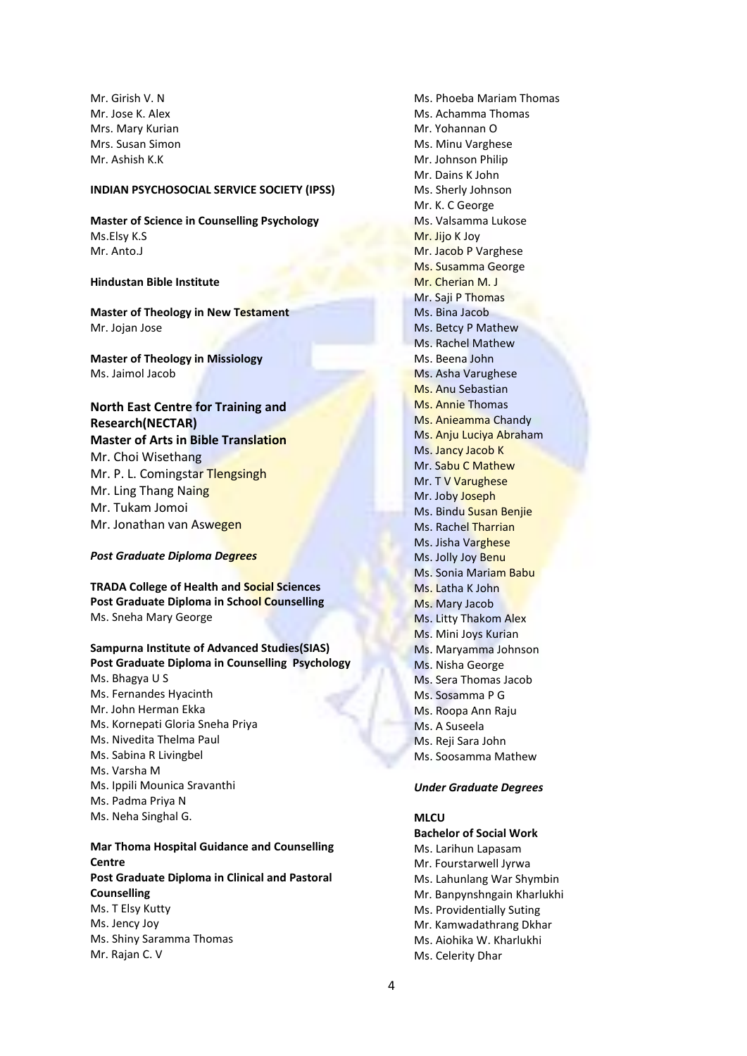Mr. Girish V. N
Mr. Jose K. Alex
Mrs. Mary Kurian
Mrs. Susan Simon
Mr. Ashish K.K

**INDIAN PSYCHOSOCIAL SERVICE SOCIETY (IPSS)**

**Master of Science in Counselling Psychology**
Ms.Elsy K.S
Mr. Anto.J

**Hindustan Bible Institute**

**Master of Theology in New Testament**
Mr. Jojan Jose

**Master of Theology in Missiology**
Ms. Jaimol Jacob

**North East Centre for Training and Research(NECTAR)**
**Master of Arts in Bible Translation**
Mr. Choi Wisethang
Mr. P. L. Comingstar Tlengsingh
Mr. Ling Thang Naing
Mr. Tukam Jomoi
Mr. Jonathan van Aswegen

***Post Graduate Diploma Degrees***

**TRADA College of Health and Social Sciences**
**Post Graduate Diploma in School Counselling**
Ms. Sneha Mary George

**Sampurna Institute of Advanced Studies(SIAS)**
**Post Graduate Diploma in Counselling Psychology**
Ms. Bhagya U S
Ms. Fernandes Hyacinth
Mr. John Herman Ekka
Ms. Kornepati Gloria Sneha Priya
Ms. Nivedita Thelma Paul
Ms. Sabina R Livingbel
Ms. Varsha M
Ms. Ippili Mounica Sravanthi
Ms. Padma Priya N
Ms. Neha Singhal G.

**Mar Thoma Hospital Guidance and Counselling Centre**
**Post Graduate Diploma in Clinical and Pastoral Counselling**
Ms. T Elsy Kutty
Ms. Jency Joy
Ms. Shiny Saramma Thomas
Mr. Rajan C. V
Ms. Phoeba Mariam Thomas
Ms. Achamma Thomas
Mr. Yohannan O
Ms. Minu Varghese
Mr. Johnson Philip
Mr. Dains K John
Ms. Sherly Johnson
Mr. K. C George
Ms. Valsamma Lukose
Mr. Jijo K Joy
Mr. Jacob P Varghese
Ms. Susamma George
Mr. Cherian M. J
Mr. Saji P Thomas
Ms. Bina Jacob
Ms. Betcy P Mathew
Ms. Rachel Mathew
Ms. Beena John
Ms. Asha Varughese
Ms. Anu Sebastian
Ms. Annie Thomas
Ms. Anieamma Chandy
Ms. Anju Luciya Abraham
Ms. Jancy Jacob K
Mr. Sabu C Mathew
Mr. T V Varughese
Mr. Joby Joseph
Ms. Bindu Susan Benjie
Ms. Rachel Tharrian
Ms. Jisha Varghese
Ms. Jolly Joy Benu
Ms. Sonia Mariam Babu
Ms. Latha K John
Ms. Mary Jacob
Ms. Litty Thakom Alex
Ms. Mini Joys Kurian
Ms. Maryamma Johnson
Ms. Nisha George
Ms. Sera Thomas Jacob
Ms. Sosamma P G
Ms. Roopa Ann Raju
Ms. A Suseela
Ms. Reji Sara John
Ms. Soosamma Mathew

***Under Graduate Degrees***

**MLCU**
**Bachelor of Social Work**
Ms. Larihun Lapasam
Mr. Fourstarwell Jyrwa
Ms. Lahunlang War Shymbin
Mr. Banpynshngain Kharlukhi
Ms. Providentially Suting
Mr. Kamwadathrang Dkhar
Ms. Aiohika W. Kharlukhi
Ms. Celerity Dhar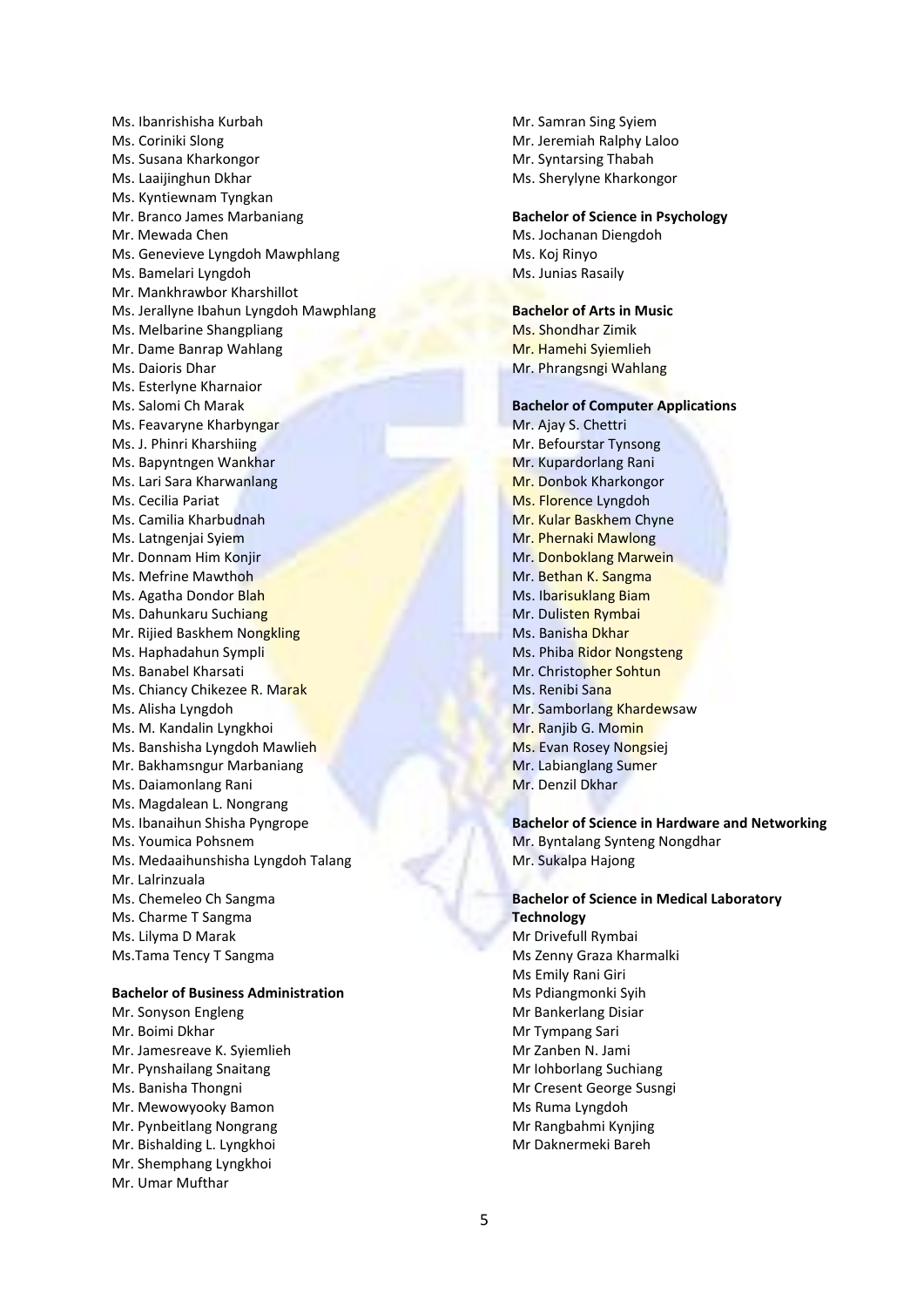Ms. Ibanrishisha Kurbah
Ms. Coriniki Slong
Ms. Susana Kharkongor
Ms. Laaijinghun Dkhar
Ms. Kyntiewnam Tyngkan
Mr. Branco James Marbaniang
Mr. Mewada Chen
Ms. Genevieve Lyngdoh Mawphlang
Ms. Bamelari Lyngdoh
Mr. Mankhrawbor Kharshillot
Ms. Jerallyne Ibahun Lyngdoh Mawphlang
Ms. Melbarine Shangpliang
Mr. Dame Banrap Wahlang
Ms. Daioris Dhar
Ms. Esterlyne Kharnaior
Ms. Salomi Ch Marak
Ms. Feavaryne Kharbyngar
Ms. J. Phinri Kharshiing
Ms. Bapyntngen Wankhar
Ms. Lari Sara Kharwanlang
Ms. Cecilia Pariat
Ms. Camilia Kharbudnah
Ms. Latngenjai Syiem
Mr. Donnam Him Konjir
Ms. Mefrine Mawthoh
Ms. Agatha Dondor Blah
Ms. Dahunkaru Suchiang
Mr. Rijied Baskhem Nongkling
Ms. Haphadahun Sympli
Ms. Banabel Kharsati
Ms. Chiancy Chikezee R. Marak
Ms. Alisha Lyngdoh
Ms. M. Kandalin Lyngkhoi
Ms. Banshisha Lyngdoh Mawlieh
Mr. Bakhamsngur Marbaniang
Ms. Daiamonlang Rani
Ms. Magdalean L. Nongrang
Ms. Ibanaihun Shisha Pyngrope
Ms. Youmica Pohsnem
Ms. Medaaihunshisha Lyngdoh Talang
Mr. Lalrinzuala
Ms. Chemeleo Ch Sangma
Ms. Charme T Sangma
Ms. Lilyma D Marak
Ms.Tama Tency T Sangma

**Bachelor of Business Administration**

Mr. Sonyson Engleng
Mr. Boimi Dkhar
Mr. Jamesreave K. Syiemlieh
Mr. Pynshailang Snaitang
Ms. Banisha Thongni
Mr. Mewowyooky Bamon
Mr. Pynbeitlang Nongrang
Mr. Bishalding L. Lyngkhoi
Mr. Shemphang Lyngkhoi
Mr. Umar Mufthar
Mr. Samran Sing Syiem
Mr. Jeremiah Ralphy Laloo
Mr. Syntarsing Thabah
Ms. Sherylyne Kharkongor

**Bachelor of Science in Psychology**

Ms. Jochanan Diengdoh
Ms. Koj Rinyo
Ms. Junias Rasaily

**Bachelor of Arts in Music**

Ms. Shondhar Zimik
Mr. Hamehi Syiemlieh
Mr. Phrangsngi Wahlang

**Bachelor of Computer Applications**

Mr. Ajay S. Chettri
Mr. Befourstar Tynsong
Mr. Kupardorlang Rani
Mr. Donbok Kharkongor
Ms. Florence Lyngdoh
Mr. Kular Baskhem Chyne
Mr. Phernaki Mawlong
Mr. Donboklang Marwein
Mr. Bethan K. Sangma
Ms. Ibarisuklang Biam
Mr. Dulisten Rymbai
Ms. Banisha Dkhar
Ms. Phiba Ridor Nongsteng
Mr. Christopher Sohtun
Ms. Renibi Sana
Mr. Samborlang Khardewsaw
Mr. Ranjib G. Momin
Ms. Evan Rosey Nongsiej
Mr. Labianglang Sumer
Mr. Denzil Dkhar

**Bachelor of Science in Hardware and Networking**

Mr. Byntalang Synteng Nongdhar
Mr. Sukalpa Hajong

**Bachelor of Science in Medical Laboratory Technology**

Mr Drivefull Rymbai
Ms Zenny Graza Kharmalki
Ms Emily Rani Giri
Ms Pdiangmonki Syih
Mr Bankerlang Disiar
Mr Tympang Sari
Mr Zanben N. Jami
Mr Iohborlang Suchiang
Mr Cresent George Susngi
Ms Ruma Lyngdoh
Mr Rangbahmi Kynjing
Mr Daknermeki Bareh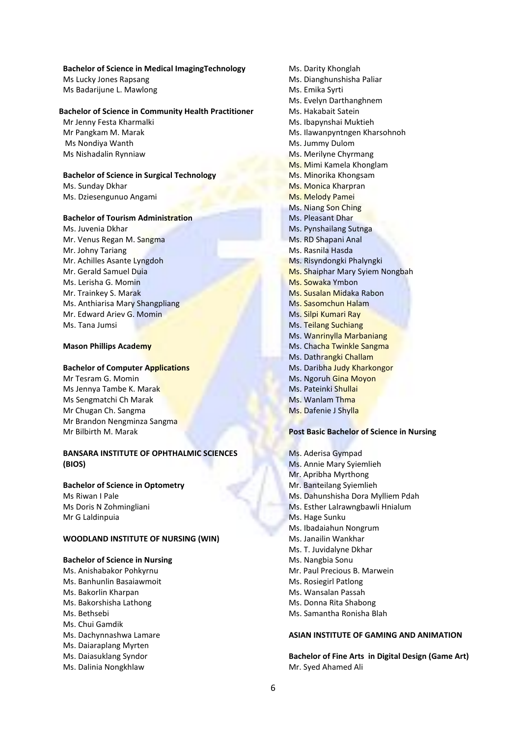**Bachelor of Science in Medical ImagingTechnology**

Ms Lucky Jones Rapsang
Ms Badarijune L. Mawlong

**Bachelor of Science in Community Health Practitioner**

Mr Jenny Festa Kharmalki
Mr Pangkam M. Marak
Ms Nondiya Wanth
Ms Nishadalin Rynniaw

**Bachelor of Science in Surgical Technology**

Ms. Sunday Dkhar
Ms. Dziesengunuo Angami

**Bachelor of Tourism Administration**

Ms. Juvenia Dkhar
Mr. Venus Regan M. Sangma
Mr. Johny Tariang
Mr. Achilles Asante Lyngdoh
Mr. Gerald Samuel Duia
Ms. Lerisha G. Momin
Mr. Trainkey S. Marak
Ms. Anthiarisa Mary Shangpliang
Mr. Edward Ariev G. Momin
Ms. Tana Jumsi

**Mason Phillips Academy**

**Bachelor of Computer Applications**

Mr Tesram G. Momin
Ms Jennya Tambe K. Marak
Ms Sengmatchi Ch Marak
Mr Chugan Ch. Sangma
Mr Brandon Nengminza Sangma
Mr Bilbirth M. Marak

**BANSARA INSTITUTE OF OPHTHALMIC SCIENCES (BIOS)**

**Bachelor of Science in Optometry**

Ms Riwan I Pale
Ms Doris N Zohmingliani
Mr G Laldinpuia

**WOODLAND INSTITUTE OF NURSING (WIN)**

**Bachelor of Science in Nursing**

Ms. Anishabakor Pohkyrnu
Ms. Banhunlin Basaiawmoit
Ms. Bakorlin Kharpan
Ms. Bakorshisha Lathong
Ms. Bethsebi
Ms. Chui Gamdik
Ms. Dachynnashwa Lamare
Ms. Daiaraplang Myrten
Ms. Daiasuklang Syndor
Ms. Dalinia Nongkhlaw
Ms. Darity Khonglah
Ms. Dianghunshisha Paliar
Ms. Emika Syrti
Ms. Evelyn Darthanghnem
Ms. Hakabait Satein
Ms. Ibapynshai Muktieh
Ms. Ilawanpyntngen Kharsohnoh
Ms. Jummy Dulom
Ms. Merilyne Chyrmang
Ms. Mimi Kamela Khonglam
Ms. Minorika Khongsam
Ms. Monica Kharpran
Ms. Melody Pamei
Ms. Niang Son Ching
Ms. Pleasant Dhar
Ms. Pynshailang Sutnga
Ms. RD Shapani Anal
Ms. Rasnila Hasda
Ms. Risyndongki Phalyngki
Ms. Shaiphar Mary Syiem Nongbah
Ms. Sowaka Ymbon
Ms. Susalan Midaka Rabon
Ms. Sasomchun Halam
Ms. Silpi Kumari Ray
Ms. Teilang Suchiang
Ms. Wanrinylla Marbaniang
Ms. Chacha Twinkle Sangma
Ms. Dathrangki Challam
Ms. Daribha Judy Kharkongor
Ms. Ngoruh Gina Moyon
Ms. Pateinki Shullai
Ms. Wanlam Thma
Ms. Dafenie J Shylla

**Post Basic Bachelor of Science in Nursing**

Ms. Aderisa Gympad
Ms. Annie Mary Syiemlieh
Mr. Apribha Myrthong
Mr. Banteilang Syiemlieh
Ms. Dahunshisha Dora Mylliem Pdah
Ms. Esther Lalrawngbawli Hnialum
Ms. Hage Sunku
Ms. Ibadaiahun Nongrum
Ms. Janailin Wankhar
Ms. T. Juvidalyne Dkhar
Ms. Nangbia Sonu
Mr. Paul Precious B. Marwein
Ms. Rosiegirl Patlong
Ms. Wansalan Passah
Ms. Donna Rita Shabong
Ms. Samantha Ronisha Blah

**ASIAN INSTITUTE OF GAMING AND ANIMATION**

**Bachelor of Fine Arts in Digital Design (Game Art)**

Mr. Syed Ahamed Ali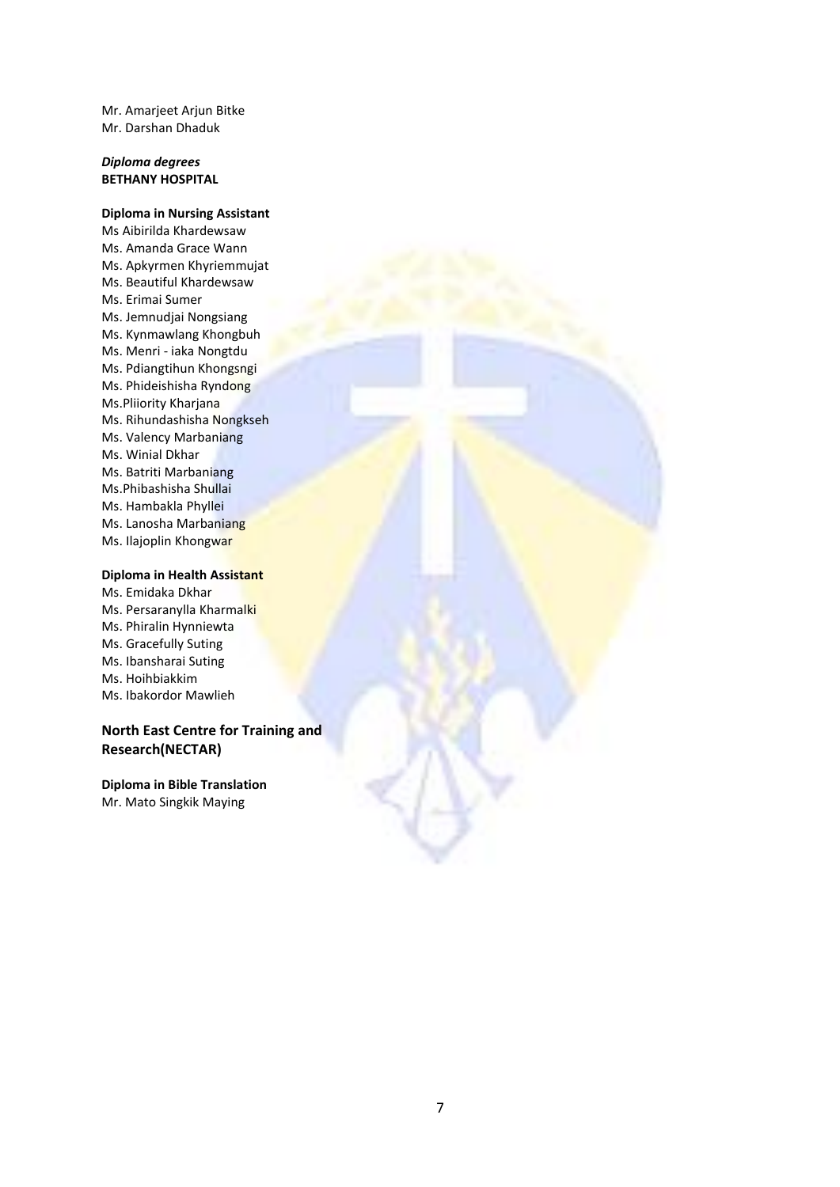Mr. Amarjeet Arjun Bitke
Mr. Darshan Dhaduk

***Diploma degrees***
**BETHANY HOSPITAL**

**Diploma in Nursing Assistant**
Ms Aibirilda Khardewsaw
Ms. Amanda Grace Wann
Ms. Apkyrmen Khyriemmujat
Ms. Beautiful Khardewsaw
Ms. Erimai Sumer
Ms. Jemnudjai Nongsiang
Ms. Kynmawlang Khongbuh
Ms. Menri - iaka Nongtdu
Ms. Pdiangtihun Khongsngi
Ms. Phideishisha Ryndong
Ms.Pliiority Kharjana
Ms. Rihundashisha Nongkseh
Ms. Valency Marbaniang
Ms. Winial Dkhar
Ms. Batriti Marbaniang
Ms.Phibashisha Shullai
Ms. Hambakla Phyllei
Ms. Lanosha Marbaniang
Ms. Ilajoplin Khongwar

**Diploma in Health Assistant**
Ms. Emidaka Dkhar
Ms. Persaranylla Kharmalki
Ms. Phiralin Hynniewta
Ms. Gracefully Suting
Ms. Ibansharai Suting
Ms. Hoihbiakkim
Ms. Ibakordor Mawlieh

## North East Centre for Training and Research(NECTAR)

**Diploma in Bible Translation**
Mr. Mato Singkik Maying